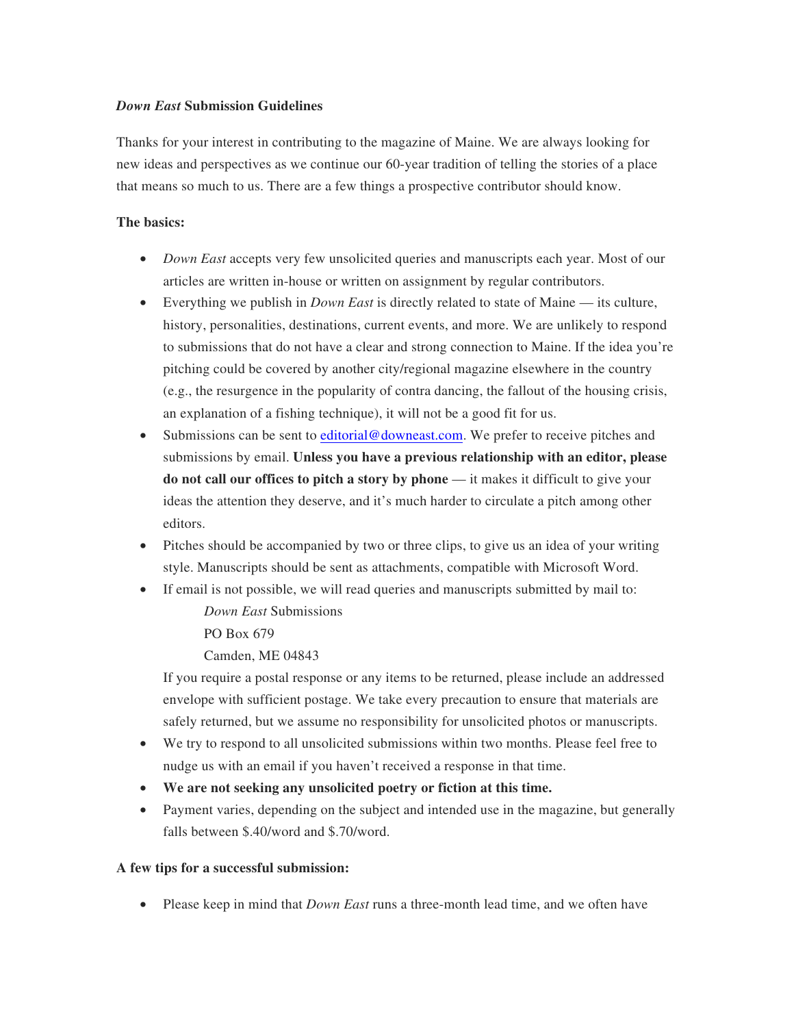***Down East* Submission Guidelines**

Thanks for your interest in contributing to the magazine of Maine. We are always looking for new ideas and perspectives as we continue our 60-year tradition of telling the stories of a place that means so much to us. There are a few things a prospective contributor should know.

**The basics:**

- *Down East* accepts very few unsolicited queries and manuscripts each year. Most of our articles are written in-house or written on assignment by regular contributors.
- Everything we publish in *Down East* is directly related to state of Maine — its culture, history, personalities, destinations, current events, and more. We are unlikely to respond to submissions that do not have a clear and strong connection to Maine. If the idea you're pitching could be covered by another city/regional magazine elsewhere in the country (e.g., the resurgence in the popularity of contra dancing, the fallout of the housing crisis, an explanation of a fishing technique), it will not be a good fit for us.
- Submissions can be sent to editorial@downeast.com. We prefer to receive pitches and submissions by email. **Unless you have a previous relationship with an editor, please do not call our offices to pitch a story by phone** — it makes it difficult to give your ideas the attention they deserve, and it's much harder to circulate a pitch among other editors.
- Pitches should be accompanied by two or three clips, to give us an idea of your writing style. Manuscripts should be sent as attachments, compatible with Microsoft Word.
- If email is not possible, we will read queries and manuscripts submitted by mail to:

  *Down East* Submissions  
  PO Box 679  
  Camden, ME 04843

  If you require a postal response or any items to be returned, please include an addressed envelope with sufficient postage. We take every precaution to ensure that materials are safely returned, but we assume no responsibility for unsolicited photos or manuscripts.
- We try to respond to all unsolicited submissions within two months. Please feel free to nudge us with an email if you haven't received a response in that time.
- **We are not seeking any unsolicited poetry or fiction at this time.**
- Payment varies, depending on the subject and intended use in the magazine, but generally falls between $.40/word and $.70/word.

**A few tips for a successful submission:**

- Please keep in mind that *Down East* runs a three-month lead time, and we often have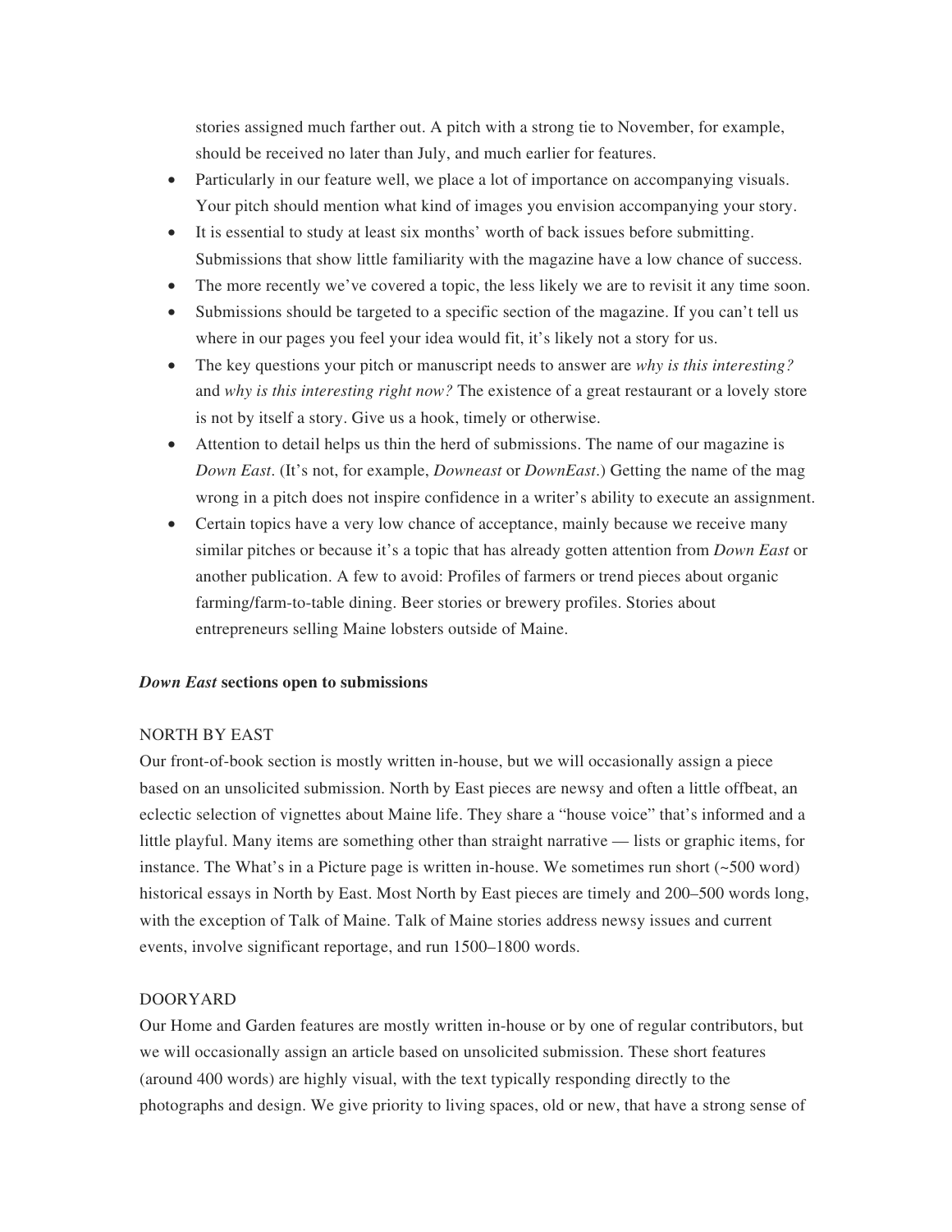stories assigned much farther out. A pitch with a strong tie to November, for example, should be received no later than July, and much earlier for features.

- Particularly in our feature well, we place a lot of importance on accompanying visuals. Your pitch should mention what kind of images you envision accompanying your story.
- It is essential to study at least six months' worth of back issues before submitting. Submissions that show little familiarity with the magazine have a low chance of success.
- The more recently we've covered a topic, the less likely we are to revisit it any time soon.
- Submissions should be targeted to a specific section of the magazine. If you can't tell us where in our pages you feel your idea would fit, it's likely not a story for us.
- The key questions your pitch or manuscript needs to answer are *why is this interesting?* and *why is this interesting right now?* The existence of a great restaurant or a lovely store is not by itself a story. Give us a hook, timely or otherwise.
- Attention to detail helps us thin the herd of submissions. The name of our magazine is *Down East*. (It's not, for example, *Downeast* or *DownEast*.) Getting the name of the mag wrong in a pitch does not inspire confidence in a writer's ability to execute an assignment.
- Certain topics have a very low chance of acceptance, mainly because we receive many similar pitches or because it's a topic that has already gotten attention from *Down East* or another publication. A few to avoid: Profiles of farmers or trend pieces about organic farming/farm-to-table dining. Beer stories or brewery profiles. Stories about entrepreneurs selling Maine lobsters outside of Maine.

### ***Down East* sections open to submissions**

#### NORTH BY EAST

Our front-of-book section is mostly written in-house, but we will occasionally assign a piece based on an unsolicited submission. North by East pieces are newsy and often a little offbeat, an eclectic selection of vignettes about Maine life. They share a "house voice" that's informed and a little playful. Many items are something other than straight narrative — lists or graphic items, for instance. The What's in a Picture page is written in-house. We sometimes run short (~500 word) historical essays in North by East. Most North by East pieces are timely and 200–500 words long, with the exception of Talk of Maine. Talk of Maine stories address newsy issues and current events, involve significant reportage, and run 1500–1800 words.

#### DOORYARD

Our Home and Garden features are mostly written in-house or by one of regular contributors, but we will occasionally assign an article based on unsolicited submission. These short features (around 400 words) are highly visual, with the text typically responding directly to the photographs and design. We give priority to living spaces, old or new, that have a strong sense of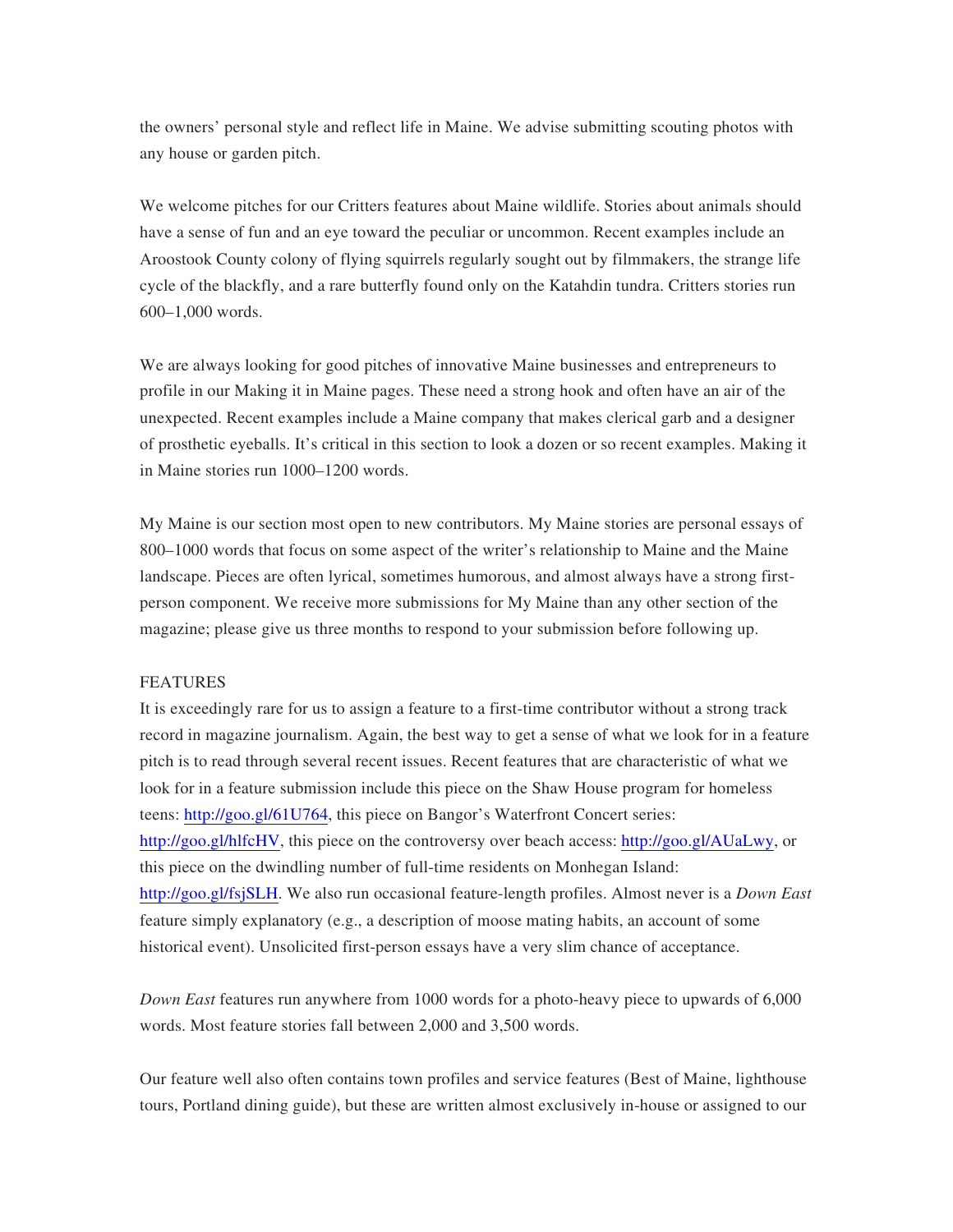the owners' personal style and reflect life in Maine. We advise submitting scouting photos with any house or garden pitch.

We welcome pitches for our Critters features about Maine wildlife. Stories about animals should have a sense of fun and an eye toward the peculiar or uncommon. Recent examples include an Aroostook County colony of flying squirrels regularly sought out by filmmakers, the strange life cycle of the blackfly, and a rare butterfly found only on the Katahdin tundra. Critters stories run 600–1,000 words.

We are always looking for good pitches of innovative Maine businesses and entrepreneurs to profile in our Making it in Maine pages. These need a strong hook and often have an air of the unexpected. Recent examples include a Maine company that makes clerical garb and a designer of prosthetic eyeballs. It's critical in this section to look a dozen or so recent examples. Making it in Maine stories run 1000–1200 words.

My Maine is our section most open to new contributors. My Maine stories are personal essays of 800–1000 words that focus on some aspect of the writer's relationship to Maine and the Maine landscape. Pieces are often lyrical, sometimes humorous, and almost always have a strong first-person component. We receive more submissions for My Maine than any other section of the magazine; please give us three months to respond to your submission before following up.

FEATURES

It is exceedingly rare for us to assign a feature to a first-time contributor without a strong track record in magazine journalism. Again, the best way to get a sense of what we look for in a feature pitch is to read through several recent issues. Recent features that are characteristic of what we look for in a feature submission include this piece on the Shaw House program for homeless teens: http://goo.gl/61U764, this piece on Bangor's Waterfront Concert series: http://goo.gl/hlfcHV, this piece on the controversy over beach access: http://goo.gl/AUaLwy, or this piece on the dwindling number of full-time residents on Monhegan Island: http://goo.gl/fsjSLH. We also run occasional feature-length profiles. Almost never is a *Down East* feature simply explanatory (e.g., a description of moose mating habits, an account of some historical event). Unsolicited first-person essays have a very slim chance of acceptance.

*Down East* features run anywhere from 1000 words for a photo-heavy piece to upwards of 6,000 words. Most feature stories fall between 2,000 and 3,500 words.

Our feature well also often contains town profiles and service features (Best of Maine, lighthouse tours, Portland dining guide), but these are written almost exclusively in-house or assigned to our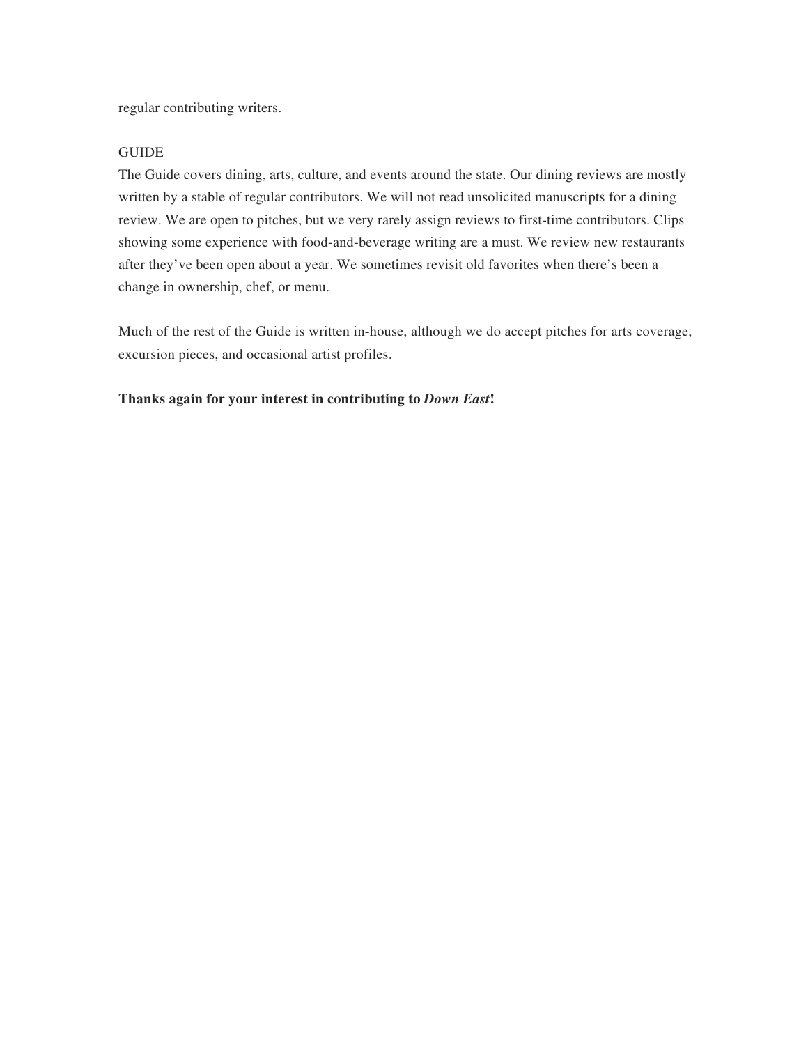regular contributing writers.

GUIDE

The Guide covers dining, arts, culture, and events around the state. Our dining reviews are mostly written by a stable of regular contributors. We will not read unsolicited manuscripts for a dining review. We are open to pitches, but we very rarely assign reviews to first-time contributors. Clips showing some experience with food-and-beverage writing are a must. We review new restaurants after they've been open about a year. We sometimes revisit old favorites when there's been a change in ownership, chef, or menu.

Much of the rest of the Guide is written in-house, although we do accept pitches for arts coverage, excursion pieces, and occasional artist profiles.

**Thanks again for your interest in contributing to *Down East*!**